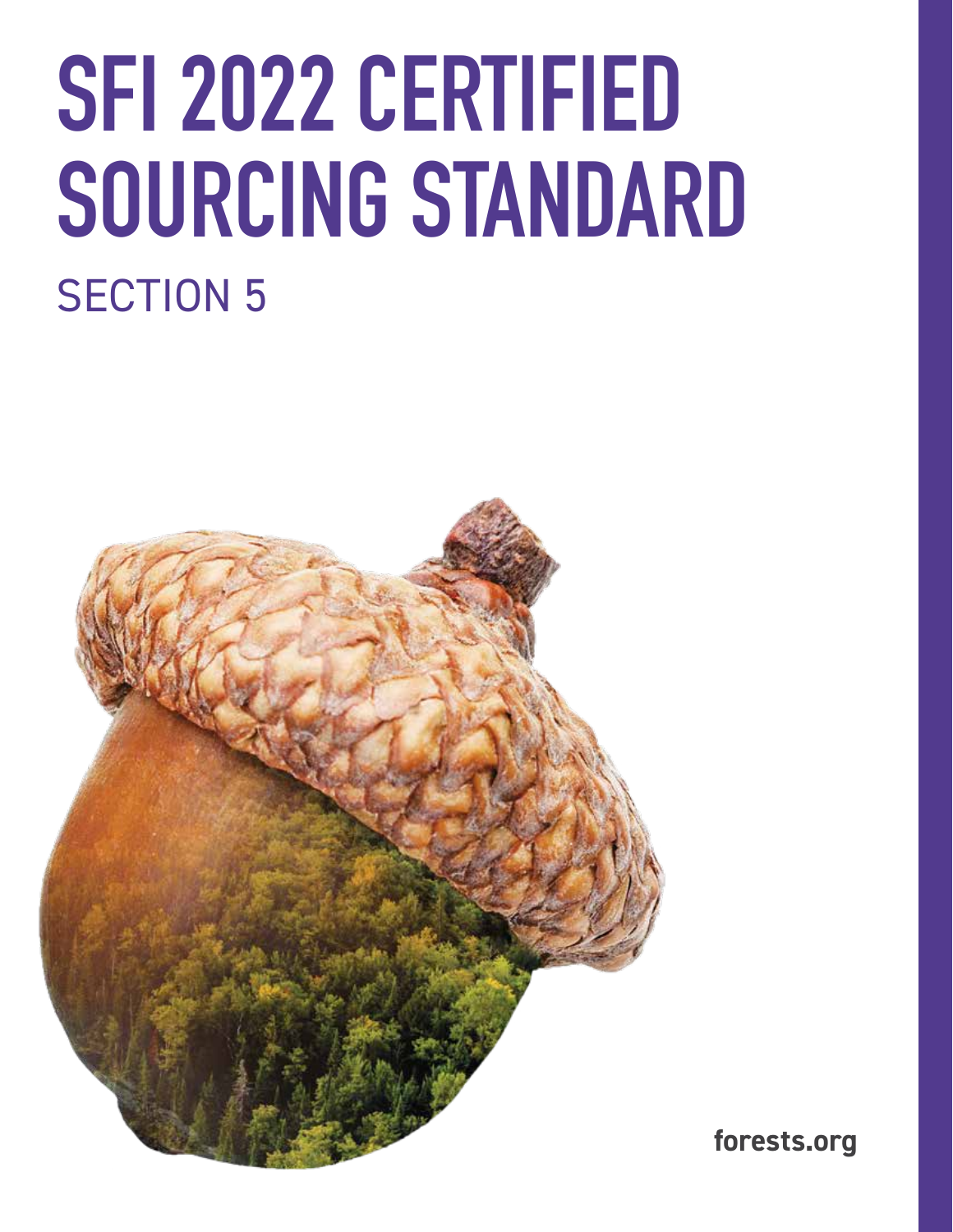# SFI 2022 CERTIFIED SOURCING STANDARD

## SECTION 5

forests.org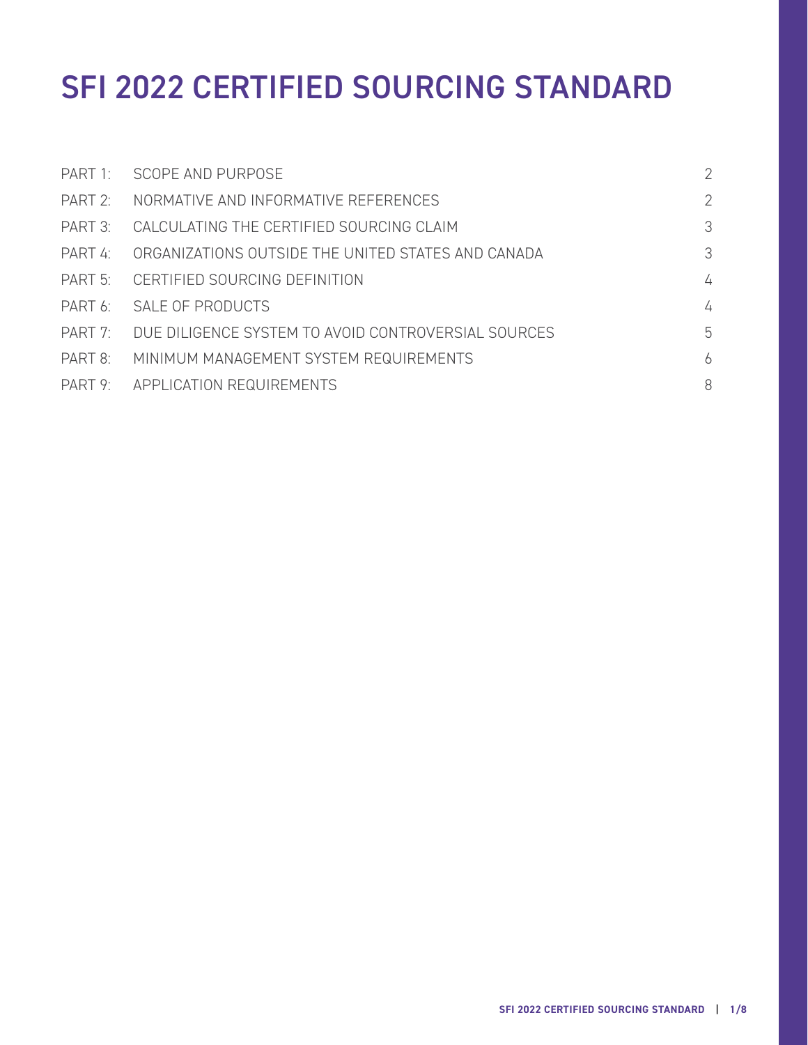# SFI 2022 CERTIFIED SOURCING STANDARD

| | | |
|---|---|---|
| PART 1: | SCOPE AND PURPOSE | 2 |
| PART 2: | NORMATIVE AND INFORMATIVE REFERENCES | 2 |
| PART 3: | CALCULATING THE CERTIFIED SOURCING CLAIM | 3 |
| PART 4: | ORGANIZATIONS OUTSIDE THE UNITED STATES AND CANADA | 3 |
| PART 5: | CERTIFIED SOURCING DEFINITION | 4 |
| PART 6: | SALE OF PRODUCTS | 4 |
| PART 7: | DUE DILIGENCE SYSTEM TO AVOID CONTROVERSIAL SOURCES | 5 |
| PART 8: | MINIMUM MANAGEMENT SYSTEM REQUIREMENTS | 6 |
| PART 9: | APPLICATION REQUIREMENTS | 8 |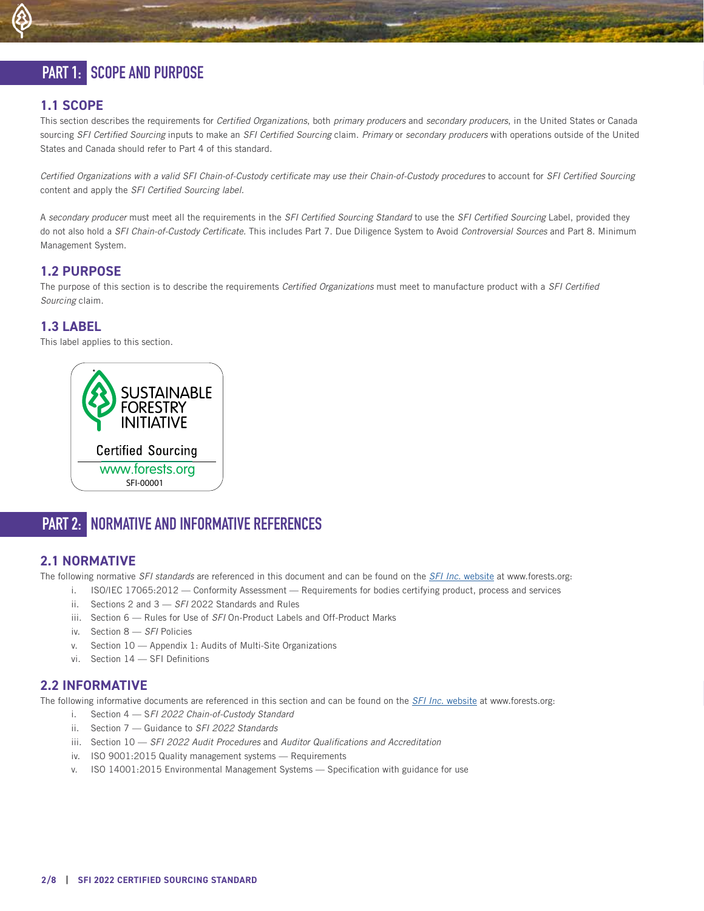# PART 1: SCOPE AND PURPOSE

## 1.1 SCOPE

This section describes the requirements for *Certified Organizations*, both *primary producers* and *secondary producers*, in the United States or Canada sourcing *SFI Certified Sourcing* inputs to make an *SFI Certified Sourcing* claim. *Primary* or *secondary producers* with operations outside of the United States and Canada should refer to Part 4 of this standard.

*Certified Organizations with a valid SFI Chain-of-Custody certificate may use their Chain-of-Custody procedures* to account for *SFI Certified Sourcing* content and apply the *SFI Certified Sourcing label.*

A *secondary producer* must meet all the requirements in the *SFI Certified Sourcing Standard* to use the *SFI Certified Sourcing* Label, provided they do not also hold a *SFI Chain-of-Custody Certificate*. This includes Part 7. Due Diligence System to Avoid *Controversial Sources* and Part 8. Minimum Management System.

## 1.2 PURPOSE

The purpose of this section is to describe the requirements *Certified Organizations* must meet to manufacture product with a *SFI Certified Sourcing* claim.

## 1.3 LABEL

This label applies to this section.

SUSTAINABLE FORESTRY INITIATIVE
Certified Sourcing
www.forests.org
SFI-00001

# PART 2: NORMATIVE AND INFORMATIVE REFERENCES

## 2.1 NORMATIVE

The following normative *SFI standards* are referenced in this document and can be found on the *SFI Inc.* website at www.forests.org:

i. ISO/IEC 17065:2012 — Conformity Assessment — Requirements for bodies certifying product, process and services
ii. Sections 2 and 3 — *SFI* 2022 Standards and Rules
iii. Section 6 — Rules for Use of *SFI* On-Product Labels and Off-Product Marks
iv. Section 8 — *SFI* Policies
v. Section 10 — Appendix 1: Audits of Multi-Site Organizations
vi. Section 14 — SFI Definitions

## 2.2 INFORMATIVE

The following informative documents are referenced in this section and can be found on the *SFI Inc.* website at www.forests.org:

i. Section 4 — *SFI 2022 Chain-of-Custody Standard*
ii. Section 7 — Guidance to *SFI 2022 Standards*
iii. Section 10 — *SFI 2022 Audit Procedures* and *Auditor Qualifications and Accreditation*
iv. ISO 9001:2015 Quality management systems — Requirements
v. ISO 14001:2015 Environmental Management Systems — Specification with guidance for use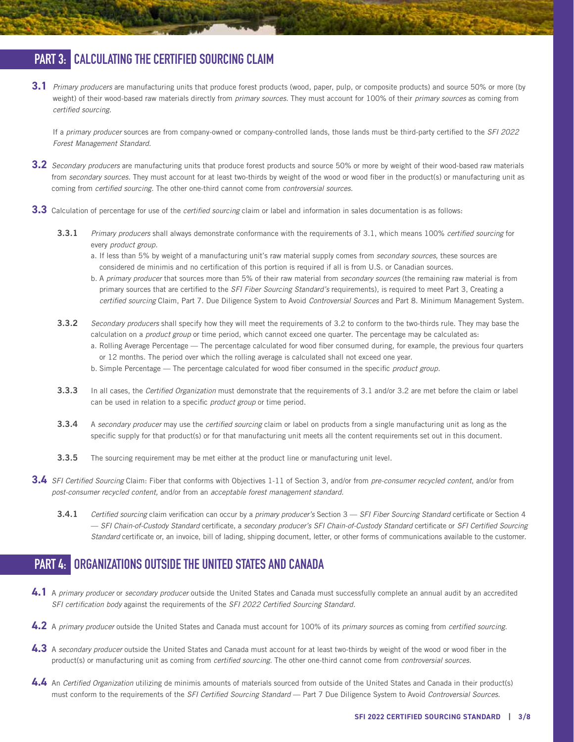## PART 3: CALCULATING THE CERTIFIED SOURCING CLAIM

**3.1** *Primary producers* are manufacturing units that produce forest products (wood, paper, pulp, or composite products) and source 50% or more (by weight) of their wood-based raw materials directly from *primary sources*. They must account for 100% of their *primary sources* as coming from *certified sourcing*.

If a *primary producer* sources are from company-owned or company-controlled lands, those lands must be third-party certified to the *SFI 2022 Forest Management Standard*.

**3.2** *Secondary producers* are manufacturing units that produce forest products and source 50% or more by weight of their wood-based raw materials from *secondary sources*. They must account for at least two-thirds by weight of the wood or wood fiber in the product(s) or manufacturing unit as coming from *certified sourcing*. The other one-third cannot come from *controversial sources*.

**3.3** Calculation of percentage for use of the *certified sourcing* claim or label and information in sales documentation is as follows:

**3.3.1** *Primary producers* shall always demonstrate conformance with the requirements of 3.1, which means 100% *certified sourcing* for every *product group*.

a. If less than 5% by weight of a manufacturing unit's raw material supply comes from *secondary sources*, these sources are considered de minimis and no certification of this portion is required if all is from U.S. or Canadian sources.

b. A *primary producer* that sources more than 5% of their raw material from *secondary sources* (the remaining raw material is from primary sources that are certified to the *SFI Fiber Sourcing Standard's* requirements), is required to meet Part 3, Creating a *certified sourcing* Claim, Part 7. Due Diligence System to Avoid *Controversial Sources* and Part 8. Minimum Management System.

**3.3.2** *Secondary producers* shall specify how they will meet the requirements of 3.2 to conform to the two-thirds rule. They may base the calculation on a *product group* or time period, which cannot exceed one quarter. The percentage may be calculated as:

a. Rolling Average Percentage — The percentage calculated for wood fiber consumed during, for example, the previous four quarters or 12 months. The period over which the rolling average is calculated shall not exceed one year.

b. Simple Percentage — The percentage calculated for wood fiber consumed in the specific *product group*.

**3.3.3** In all cases, the *Certified Organization* must demonstrate that the requirements of 3.1 and/or 3.2 are met before the claim or label can be used in relation to a specific *product group* or time period.

**3.3.4** A *secondary producer* may use the *certified sourcing* claim or label on products from a single manufacturing unit as long as the specific supply for that product(s) or for that manufacturing unit meets all the content requirements set out in this document.

**3.3.5** The sourcing requirement may be met either at the product line or manufacturing unit level.

**3.4** *SFI Certified Sourcing* Claim: Fiber that conforms with Objectives 1-11 of Section 3, and/or from *pre-consumer recycled content*, and/or from *post-consumer recycled content,* and/or from an *acceptable forest management standard.*

**3.4.1** *Certified sourcing* claim verification can occur by a *primary producer's* Section 3 — *SFI Fiber Sourcing Standard* certificate or Section 4 — *SFI Chain-of-Custody Standard* certificate, a *secondary producer's SFI Chain-of-Custody Standard* certificate or *SFI Certified Sourcing Standard* certificate or, an invoice, bill of lading, shipping document, letter, or other forms of communications available to the customer.

## PART 4: ORGANIZATIONS OUTSIDE THE UNITED STATES AND CANADA

**4.1** A *primary producer* or *secondary producer* outside the United States and Canada must successfully complete an annual audit by an accredited *SFI certification body* against the requirements of the *SFI 2022 Certified Sourcing Standard.*

**4.2** A *primary producer* outside the United States and Canada must account for 100% of its *primary sources* as coming from *certified sourcing.*

**4.3** A *secondary producer* outside the United States and Canada must account for at least two-thirds by weight of the wood or wood fiber in the product(s) or manufacturing unit as coming from *certified sourcing.* The other one-third cannot come from *controversial sources.*

**4.4** An *Certified Organization* utilizing de minimis amounts of materials sourced from outside of the United States and Canada in their product(s) must conform to the requirements of the *SFI Certified Sourcing Standard* — Part 7 Due Diligence System to Avoid *Controversial Sources.*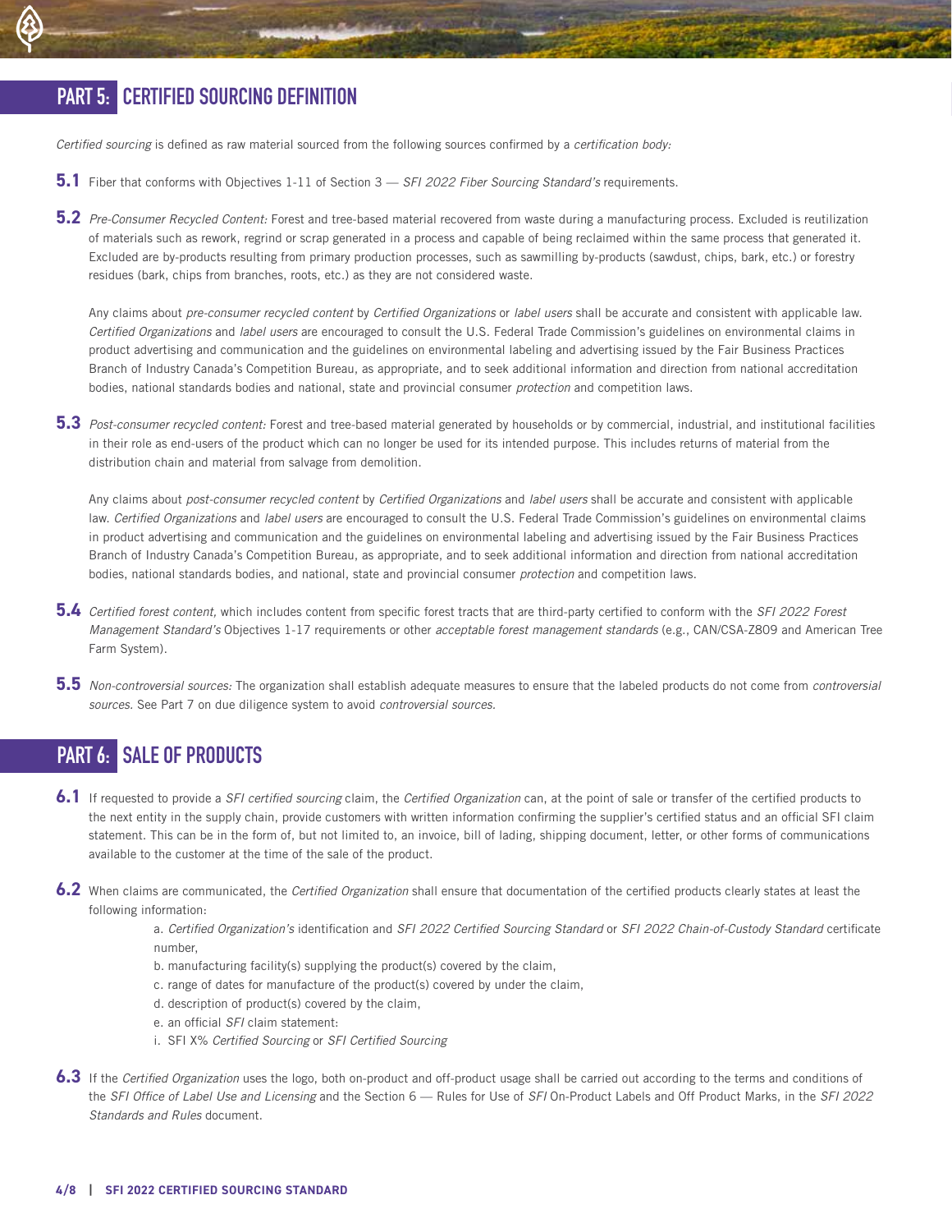## PART 5: CERTIFIED SOURCING DEFINITION

*Certified sourcing* is defined as raw material sourced from the following sources confirmed by a *certification body:*

**5.1** Fiber that conforms with Objectives 1-11 of Section 3 — *SFI 2022 Fiber Sourcing Standard's* requirements.

**5.2** *Pre-Consumer Recycled Content:* Forest and tree-based material recovered from waste during a manufacturing process. Excluded is reutilization of materials such as rework, regrind or scrap generated in a process and capable of being reclaimed within the same process that generated it. Excluded are by-products resulting from primary production processes, such as sawmilling by-products (sawdust, chips, bark, etc.) or forestry residues (bark, chips from branches, roots, etc.) as they are not considered waste.

Any claims about *pre-consumer recycled content* by *Certified Organizations* or *label users* shall be accurate and consistent with applicable law. *Certified Organizations* and *label users* are encouraged to consult the U.S. Federal Trade Commission's guidelines on environmental claims in product advertising and communication and the guidelines on environmental labeling and advertising issued by the Fair Business Practices Branch of Industry Canada's Competition Bureau, as appropriate, and to seek additional information and direction from national accreditation bodies, national standards bodies and national, state and provincial consumer *protection* and competition laws.

**5.3** *Post-consumer recycled content:* Forest and tree-based material generated by households or by commercial, industrial, and institutional facilities in their role as end-users of the product which can no longer be used for its intended purpose. This includes returns of material from the distribution chain and material from salvage from demolition.

Any claims about *post-consumer recycled content* by *Certified Organizations* and *label users* shall be accurate and consistent with applicable law. *Certified Organizations* and *label users* are encouraged to consult the U.S. Federal Trade Commission's guidelines on environmental claims in product advertising and communication and the guidelines on environmental labeling and advertising issued by the Fair Business Practices Branch of Industry Canada's Competition Bureau, as appropriate, and to seek additional information and direction from national accreditation bodies, national standards bodies, and national, state and provincial consumer *protection* and competition laws.

**5.4** *Certified forest content,* which includes content from specific forest tracts that are third-party certified to conform with the *SFI 2022 Forest Management Standard's* Objectives 1-17 requirements or other *acceptable forest management standards* (e.g., CAN/CSA-Z809 and American Tree Farm System).

**5.5** *Non-controversial sources:* The organization shall establish adequate measures to ensure that the labeled products do not come from *controversial sources*. See Part 7 on due diligence system to avoid *controversial sources*.

## PART 6: SALE OF PRODUCTS

**6.1** If requested to provide a *SFI certified sourcing* claim, the *Certified Organization* can, at the point of sale or transfer of the certified products to the next entity in the supply chain, provide customers with written information confirming the supplier's certified status and an official SFI claim statement. This can be in the form of, but not limited to, an invoice, bill of lading, shipping document, letter, or other forms of communications available to the customer at the time of the sale of the product.

**6.2** When claims are communicated, the *Certified Organization* shall ensure that documentation of the certified products clearly states at least the following information:

a. *Certified Organization's* identification and *SFI 2022 Certified Sourcing Standard* or *SFI 2022 Chain-of-Custody Standard* certificate number,
b. manufacturing facility(s) supplying the product(s) covered by the claim,
c. range of dates for manufacture of the product(s) covered by under the claim,
d. description of product(s) covered by the claim,
e. an official *SFI* claim statement:
i. SFI X% *Certified Sourcing* or *SFI Certified Sourcing*

**6.3** If the *Certified Organization* uses the logo, both on-product and off-product usage shall be carried out according to the terms and conditions of the *SFI Office of Label Use and Licensing* and the Section 6 — Rules for Use of *SFI* On-Product Labels and Off Product Marks, in the *SFI 2022 Standards and Rules* document.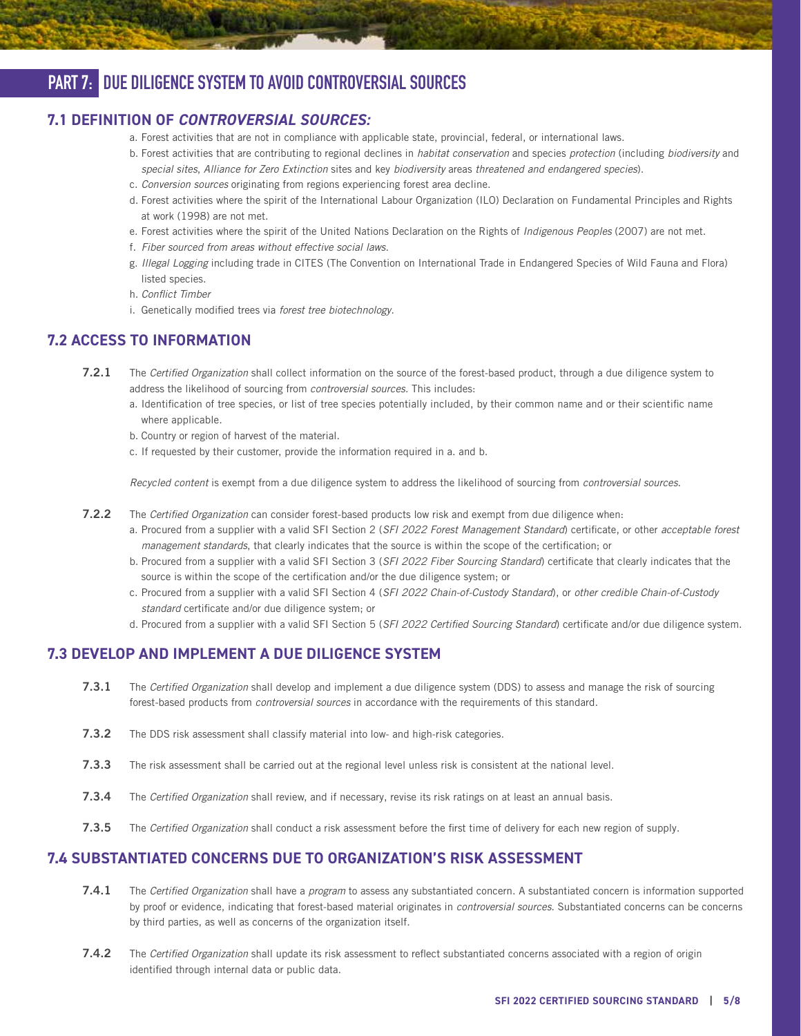# PART 7: DUE DILIGENCE SYSTEM TO AVOID CONTROVERSIAL SOURCES

## 7.1 DEFINITION OF *CONTROVERSIAL SOURCES:*

a. Forest activities that are not in compliance with applicable state, provincial, federal, or international laws.

b. Forest activities that are contributing to regional declines in *habitat conservation* and species *protection* (including *biodiversity* and *special sites*, *Alliance for Zero Extinction* sites and key *biodiversity* areas *threatened and endangered species*).

c. *Conversion sources* originating from regions experiencing forest area decline.

d. Forest activities where the spirit of the International Labour Organization (ILO) Declaration on Fundamental Principles and Rights at work (1998) are not met.

e. Forest activities where the spirit of the United Nations Declaration on the Rights of *Indigenous Peoples* (2007) are not met.

f. *Fiber sourced from areas without effective social laws*.

g. *Illegal Logging* including trade in CITES (The Convention on International Trade in Endangered Species of Wild Fauna and Flora) listed species.

h. *Conflict Timber*

i. Genetically modified trees via *forest tree biotechnology*.

## 7.2 ACCESS TO INFORMATION

**7.2.1** The *Certified Organization* shall collect information on the source of the forest-based product, through a due diligence system to address the likelihood of sourcing from *controversial sources.* This includes:

a. Identification of tree species, or list of tree species potentially included, by their common name and or their scientific name where applicable.

b. Country or region of harvest of the material.

c. If requested by their customer, provide the information required in a. and b.

*Recycled content* is exempt from a due diligence system to address the likelihood of sourcing from *controversial sources*.

**7.2.2** The *Certified Organization* can consider forest-based products low risk and exempt from due diligence when:

a. Procured from a supplier with a valid SFI Section 2 (*SFI 2022 Forest Management Standard*) certificate, or other *acceptable forest management standards*, that clearly indicates that the source is within the scope of the certification; or

b. Procured from a supplier with a valid SFI Section 3 (*SFI 2022 Fiber Sourcing Standard*) certificate that clearly indicates that the source is within the scope of the certification and/or the due diligence system; or

c. Procured from a supplier with a valid SFI Section 4 (*SFI 2022 Chain-of-Custody Standard*), or *other credible Chain-of-Custody standard* certificate and/or due diligence system; or

d. Procured from a supplier with a valid SFI Section 5 (*SFI 2022 Certified Sourcing Standard*) certificate and/or due diligence system.

## 7.3 DEVELOP AND IMPLEMENT A DUE DILIGENCE SYSTEM

**7.3.1** The *Certified Organization* shall develop and implement a due diligence system (DDS) to assess and manage the risk of sourcing forest-based products from *controversial sources* in accordance with the requirements of this standard.

**7.3.2** The DDS risk assessment shall classify material into low- and high-risk categories.

**7.3.3** The risk assessment shall be carried out at the regional level unless risk is consistent at the national level.

**7.3.4** The *Certified Organization* shall review, and if necessary, revise its risk ratings on at least an annual basis.

**7.3.5** The *Certified Organization* shall conduct a risk assessment before the first time of delivery for each new region of supply.

## 7.4 SUBSTANTIATED CONCERNS DUE TO ORGANIZATION'S RISK ASSESSMENT

**7.4.1** The *Certified Organization* shall have a *program* to assess any substantiated concern. A substantiated concern is information supported by proof or evidence, indicating that forest-based material originates in *controversial sources*. Substantiated concerns can be concerns by third parties, as well as concerns of the organization itself.

**7.4.2** The *Certified Organization* shall update its risk assessment to reflect substantiated concerns associated with a region of origin identified through internal data or public data.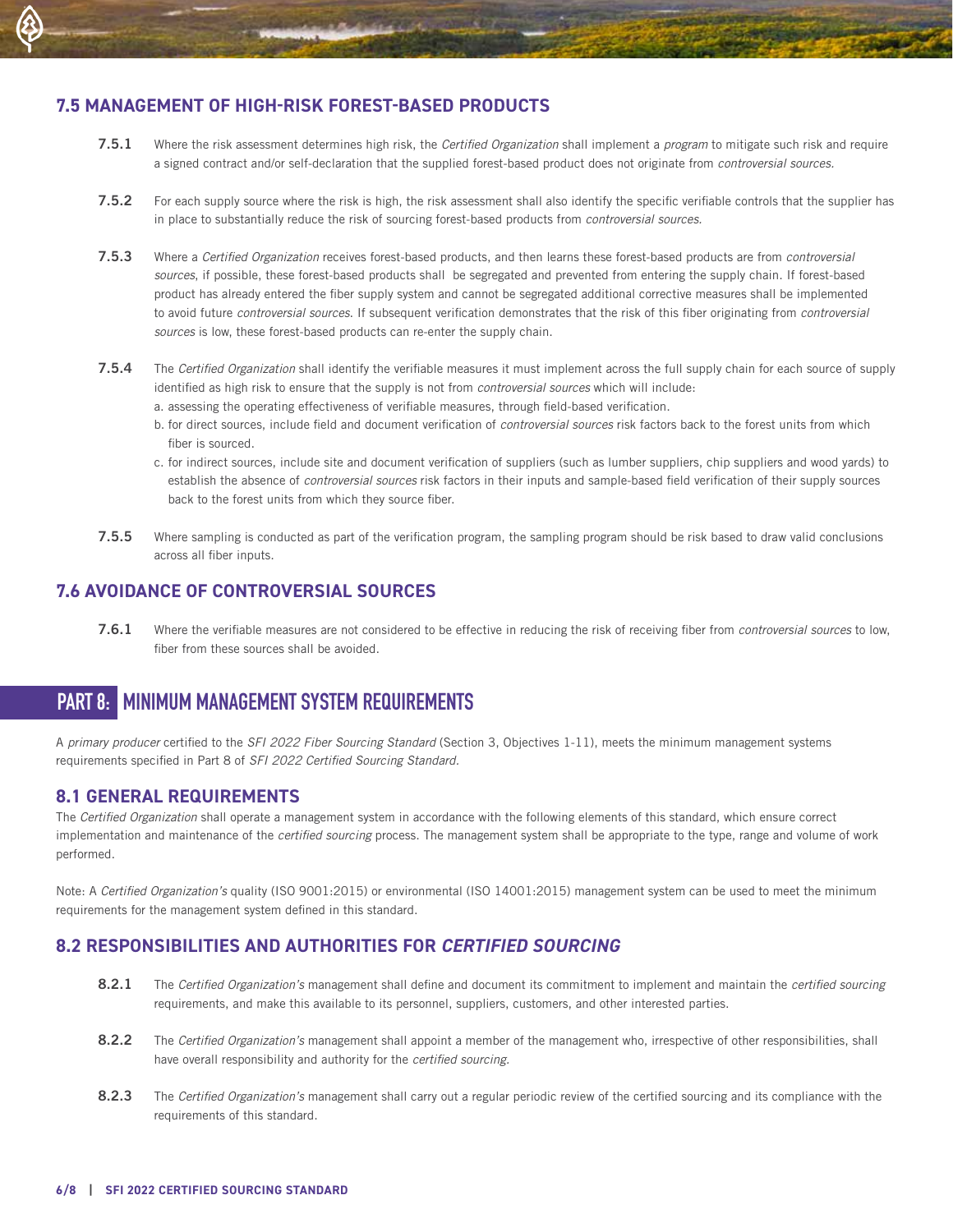### 7.5 MANAGEMENT OF HIGH-RISK FOREST-BASED PRODUCTS

**7.5.1** Where the risk assessment determines high risk, the *Certified Organization* shall implement a *program* to mitigate such risk and require a signed contract and/or self-declaration that the supplied forest-based product does not originate from *controversial sources*.

**7.5.2** For each supply source where the risk is high, the risk assessment shall also identify the specific verifiable controls that the supplier has in place to substantially reduce the risk of sourcing forest-based products from *controversial sources*.

**7.5.3** Where a *Certified Organization* receives forest-based products, and then learns these forest-based products are from *controversial sources*, if possible, these forest-based products shall be segregated and prevented from entering the supply chain. If forest-based product has already entered the fiber supply system and cannot be segregated additional corrective measures shall be implemented to avoid future *controversial sources*. If subsequent verification demonstrates that the risk of this fiber originating from *controversial sources* is low, these forest-based products can re-enter the supply chain.

**7.5.4** The *Certified Organization* shall identify the verifiable measures it must implement across the full supply chain for each source of supply identified as high risk to ensure that the supply is not from *controversial sources* which will include:

a. assessing the operating effectiveness of verifiable measures, through field-based verification.
b. for direct sources, include field and document verification of *controversial sources* risk factors back to the forest units from which fiber is sourced.
c. for indirect sources, include site and document verification of suppliers (such as lumber suppliers, chip suppliers and wood yards) to establish the absence of *controversial sources* risk factors in their inputs and sample-based field verification of their supply sources back to the forest units from which they source fiber.

**7.5.5** Where sampling is conducted as part of the verification program, the sampling program should be risk based to draw valid conclusions across all fiber inputs.

### 7.6 AVOIDANCE OF CONTROVERSIAL SOURCES

**7.6.1** Where the verifiable measures are not considered to be effective in reducing the risk of receiving fiber from *controversial sources* to low, fiber from these sources shall be avoided.

## PART 8: MINIMUM MANAGEMENT SYSTEM REQUIREMENTS

A *primary producer* certified to the *SFI 2022 Fiber Sourcing Standard* (Section 3, Objectives 1-11), meets the minimum management systems requirements specified in Part 8 of *SFI 2022 Certified Sourcing Standard*.

### 8.1 GENERAL REQUIREMENTS

The *Certified Organization* shall operate a management system in accordance with the following elements of this standard, which ensure correct implementation and maintenance of the *certified sourcing* process. The management system shall be appropriate to the type, range and volume of work performed.

Note: A *Certified Organization's* quality (ISO 9001:2015) or environmental (ISO 14001:2015) management system can be used to meet the minimum requirements for the management system defined in this standard.

### 8.2 RESPONSIBILITIES AND AUTHORITIES FOR *CERTIFIED SOURCING*

**8.2.1** The *Certified Organization's* management shall define and document its commitment to implement and maintain the *certified sourcing* requirements, and make this available to its personnel, suppliers, customers, and other interested parties.

**8.2.2** The *Certified Organization's* management shall appoint a member of the management who, irrespective of other responsibilities, shall have overall responsibility and authority for the *certified sourcing*.

**8.2.3** The *Certified Organization's* management shall carry out a regular periodic review of the certified sourcing and its compliance with the requirements of this standard.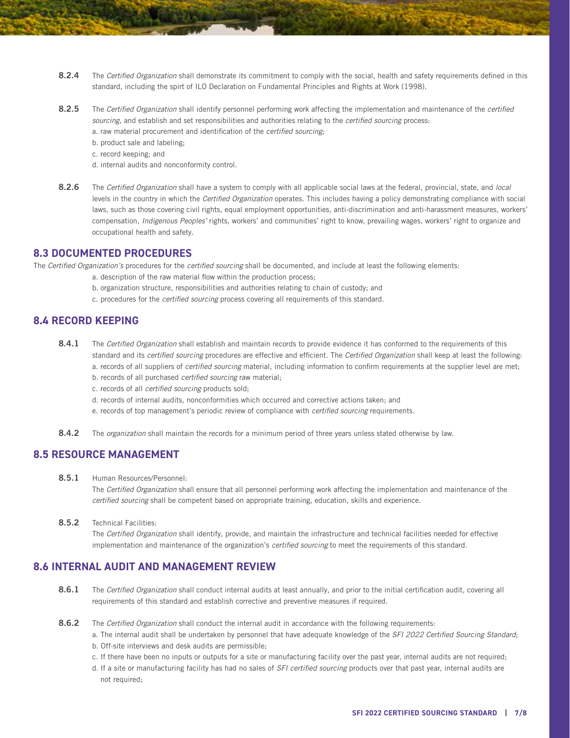**8.2.4** The *Certified Organization* shall demonstrate its commitment to comply with the social, health and safety requirements defined in this standard, including the spirt of ILO Declaration on Fundamental Principles and Rights at Work (1998).

**8.2.5** The *Certified Organization* shall identify personnel performing work affecting the implementation and maintenance of the *certified sourcing*, and establish and set responsibilities and authorities relating to the *certified sourcing* process:

a. raw material procurement and identification of the *certified sourcing;*
b. product sale and labeling;
c. record keeping; and
d. internal audits and nonconformity control.

**8.2.6** The *Certified Organization* shall have a system to comply with all applicable social laws at the federal, provincial, state, and *local* levels in the country in which the *Certified Organization* operates. This includes having a policy demonstrating compliance with social laws, such as those covering civil rights, equal employment opportunities, anti-discrimination and anti-harassment measures, workers' compensation, *Indigenous Peoples'* rights, workers' and communities' right to know, prevailing wages, workers' right to organize and occupational health and safety.

## 8.3 DOCUMENTED PROCEDURES

The *Certified Organization's* procedures for the *certified sourcing* shall be documented, and include at least the following elements:

a. description of the raw material flow within the production process;
b. organization structure, responsibilities and authorities relating to chain of custody; and
c. procedures for the *certified sourcing* process covering all requirements of this standard.

## 8.4 RECORD KEEPING

**8.4.1** The *Certified Organization* shall establish and maintain records to provide evidence it has conformed to the requirements of this standard and its *certified sourcing* procedures are effective and efficient. The *Certified Organization* shall keep at least the following:

a. records of all suppliers of *certified sourcing* material, including information to confirm requirements at the supplier level are met;
b. records of all purchased *certified sourcing* raw material;
c. records of all *certified sourcing* products sold;
d. records of internal audits, nonconformities which occurred and corrective actions taken; and
e. records of top management's periodic review of compliance with *certified sourcing* requirements.

**8.4.2** The *organization* shall maintain the records for a minimum period of three years unless stated otherwise by law.

## 8.5 RESOURCE MANAGEMENT

**8.5.1** Human Resources/Personnel:
The *Certified Organization* shall ensure that all personnel performing work affecting the implementation and maintenance of the *certified sourcing* shall be competent based on appropriate training, education, skills and experience.

**8.5.2** Technical Facilities:
The *Certified Organization* shall identify, provide, and maintain the infrastructure and technical facilities needed for effective implementation and maintenance of the organization's *certified sourcing* to meet the requirements of this standard.

## 8.6 INTERNAL AUDIT AND MANAGEMENT REVIEW

**8.6.1** The *Certified Organization* shall conduct internal audits at least annually, and prior to the initial certification audit, covering all requirements of this standard and establish corrective and preventive measures if required.

**8.6.2** The *Certified Organization* shall conduct the internal audit in accordance with the following requirements:

a. The internal audit shall be undertaken by personnel that have adequate knowledge of the *SFI 2022 Certified Sourcing Standard*;
b. Off-site interviews and desk audits are permissible;
c. If there have been no inputs or outputs for a site or manufacturing facility over the past year, internal audits are not required;
d. If a site or manufacturing facility has had no sales of *SFI certified sourcing* products over that past year, internal audits are not required;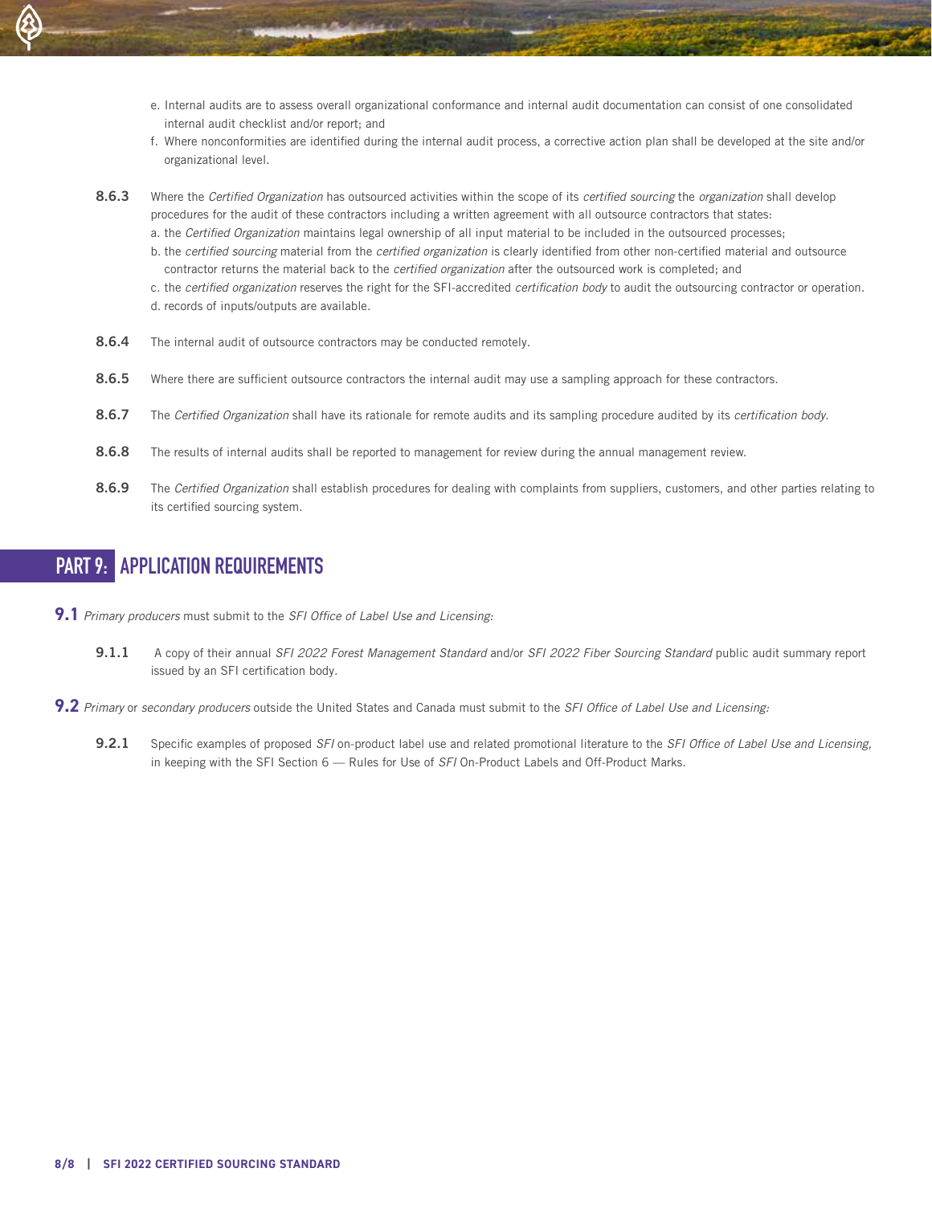e. Internal audits are to assess overall organizational conformance and internal audit documentation can consist of one consolidated internal audit checklist and/or report; and

f. Where nonconformities are identified during the internal audit process, a corrective action plan shall be developed at the site and/or organizational level.

**8.6.3** Where the *Certified Organization* has outsourced activities within the scope of its *certified sourcing* the *organization* shall develop procedures for the audit of these contractors including a written agreement with all outsource contractors that states:

a. the *Certified Organization* maintains legal ownership of all input material to be included in the outsourced processes;

b. the *certified sourcing* material from the *certified organization* is clearly identified from other non-certified material and outsource contractor returns the material back to the *certified organization* after the outsourced work is completed; and

c. the *certified organization* reserves the right for the SFI-accredited *certification body* to audit the outsourcing contractor or operation.

d. records of inputs/outputs are available.

**8.6.4** The internal audit of outsource contractors may be conducted remotely.

**8.6.5** Where there are sufficient outsource contractors the internal audit may use a sampling approach for these contractors.

**8.6.7** The *Certified Organization* shall have its rationale for remote audits and its sampling procedure audited by its *certification body*.

**8.6.8** The results of internal audits shall be reported to management for review during the annual management review.

**8.6.9** The *Certified Organization* shall establish procedures for dealing with complaints from suppliers, customers, and other parties relating to its certified sourcing system.

## PART 9: APPLICATION REQUIREMENTS

**9.1** *Primary producers* must submit to the *SFI Office of Label Use and Licensing:*

**9.1.1** A copy of their annual *SFI 2022 Forest Management Standard* and/or *SFI 2022 Fiber Sourcing Standard* public audit summary report issued by an SFI certification body.

**9.2** *Primary* or *secondary producers* outside the United States and Canada must submit to the *SFI Office of Label Use and Licensing:*

**9.2.1** Specific examples of proposed *SFI* on-product label use and related promotional literature to the *SFI Office of Label Use and Licensing,* in keeping with the SFI Section 6 — Rules for Use of *SFI* On-Product Labels and Off-Product Marks.